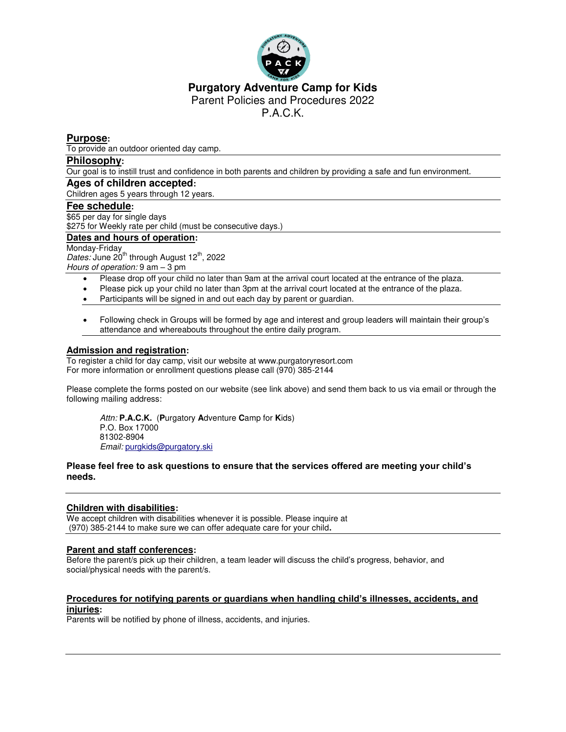# Purgatory Adventure Camp for Kids

Parent Policies and Procedures 2022

P.A.C.K.

## Purpose:

To provide an outdoor oriented day camp.

## Philosophy:

Our goal is to instill trust and confidence in both parents and children by providing a safe and fun environment.

## Ages of children accepted:

Children ages 5 years through 12 years.

## Fee schedule:

$65 per day for single days

$275 for Weekly rate per child (must be consecutive days.)

## Dates and hours of operation:

Monday-Friday

*Dates:* June 20th through August 12th, 2022

*Hours of operation:* 9 am – 3 pm

- Please drop off your child no later than 9am at the arrival court located at the entrance of the plaza.
- Please pick up your child no later than 3pm at the arrival court located at the entrance of the plaza.
- Participants will be signed in and out each day by parent or guardian.

- Following check in Groups will be formed by age and interest and group leaders will maintain their group's attendance and whereabouts throughout the entire daily program.

## Admission and registration:

To register a child for day camp, visit our website at www.purgatoryresort.com

For more information or enrollment questions please call (970) 385-2144

Please complete the forms posted on our website (see link above) and send them back to us via email or through the following mailing address:

> *Attn:* **P.A.C.K.** (**P**urgatory **A**dventure **C**amp for **K**ids)
> P.O. Box 17000
> 81302-8904
> *Email:* purgkids@purgatory.ski

**Please feel free to ask questions to ensure that the services offered are meeting your child's needs.**

## Children with disabilities:

We accept children with disabilities whenever it is possible. Please inquire at (970) 385-2144 to make sure we can offer adequate care for your child.

## Parent and staff conferences:

Before the parent/s pick up their children, a team leader will discuss the child's progress, behavior, and social/physical needs with the parent/s.

## Procedures for notifying parents or guardians when handling child's illnesses, accidents, and injuries:

Parents will be notified by phone of illness, accidents, and injuries.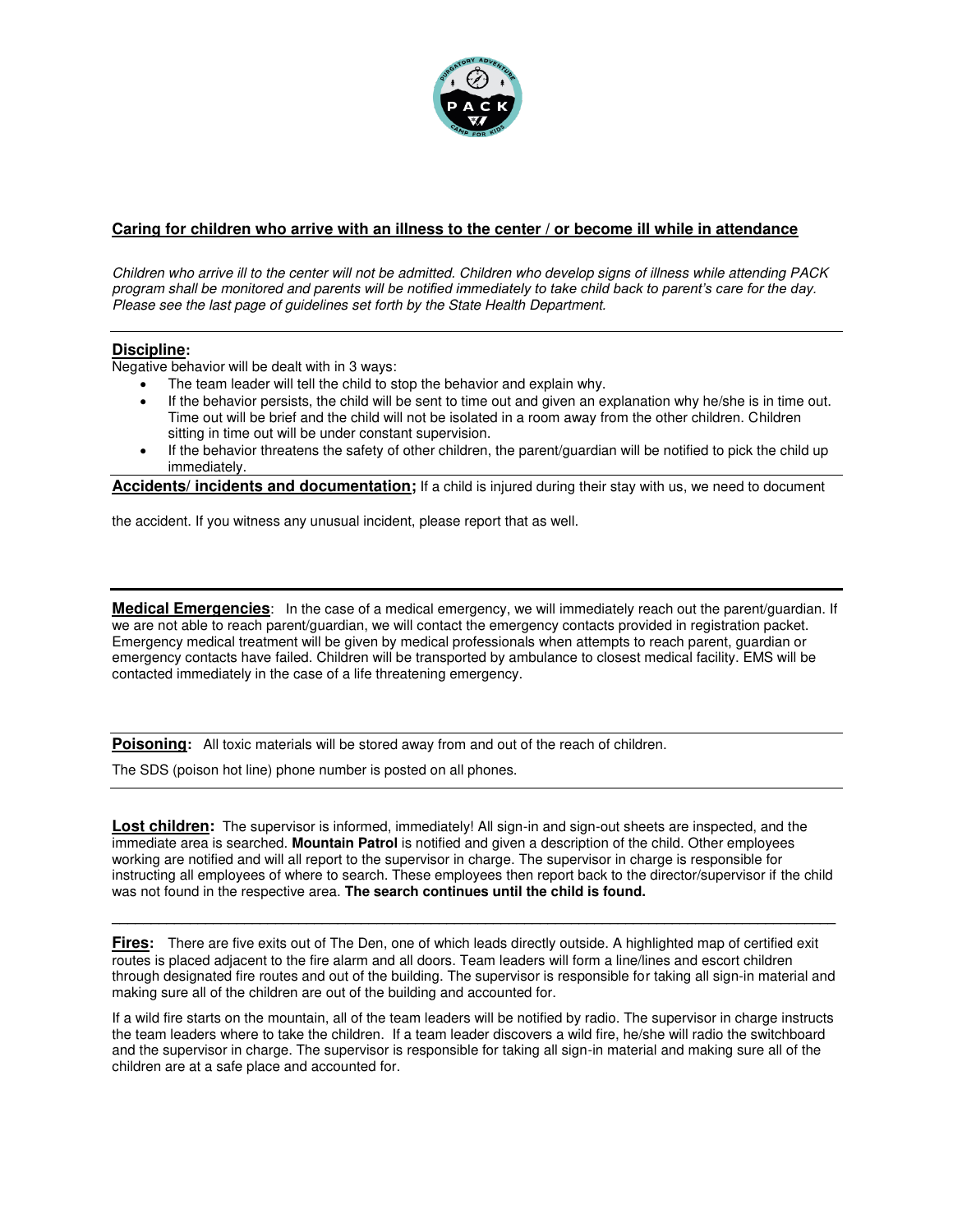## Caring for children who arrive with an illness to the center / or become ill while in attendance

*Children who arrive ill to the center will not be admitted. Children who develop signs of illness while attending PACK program shall be monitored and parents will be notified immediately to take child back to parent's care for the day. Please see the last page of guidelines set forth by the State Health Department.*

---

**Discipline:**
Negative behavior will be dealt with in 3 ways:

- The team leader will tell the child to stop the behavior and explain why.
- If the behavior persists, the child will be sent to time out and given an explanation why he/she is in time out. Time out will be brief and the child will not be isolated in a room away from the other children. Children sitting in time out will be under constant supervision.
- If the behavior threatens the safety of other children, the parent/guardian will be notified to pick the child up immediately.

---

**Accidents/ incidents and documentation;** If a child is injured during their stay with us, we need to document the accident. If you witness any unusual incident, please report that as well.

---

**Medical Emergencies**: In the case of a medical emergency, we will immediately reach out the parent/guardian. If we are not able to reach parent/guardian, we will contact the emergency contacts provided in registration packet. Emergency medical treatment will be given by medical professionals when attempts to reach parent, guardian or emergency contacts have failed. Children will be transported by ambulance to closest medical facility. EMS will be contacted immediately in the case of a life threatening emergency.

---

**Poisoning:** All toxic materials will be stored away from and out of the reach of children.

The SDS (poison hot line) phone number is posted on all phones.

---

**Lost children:** The supervisor is informed, immediately! All sign-in and sign-out sheets are inspected, and the immediate area is searched. **Mountain Patrol** is notified and given a description of the child. Other employees working are notified and will all report to the supervisor in charge. The supervisor in charge is responsible for instructing all employees of where to search. These employees then report back to the director/supervisor if the child was not found in the respective area. **The search continues until the child is found.**

---

**Fires:** There are five exits out of The Den, one of which leads directly outside. A highlighted map of certified exit routes is placed adjacent to the fire alarm and all doors. Team leaders will form a line/lines and escort children through designated fire routes and out of the building. The supervisor is responsible for taking all sign-in material and making sure all of the children are out of the building and accounted for.

If a wild fire starts on the mountain, all of the team leaders will be notified by radio. The supervisor in charge instructs the team leaders where to take the children. If a team leader discovers a wild fire, he/she will radio the switchboard and the supervisor in charge. The supervisor is responsible for taking all sign-in material and making sure all of the children are at a safe place and accounted for.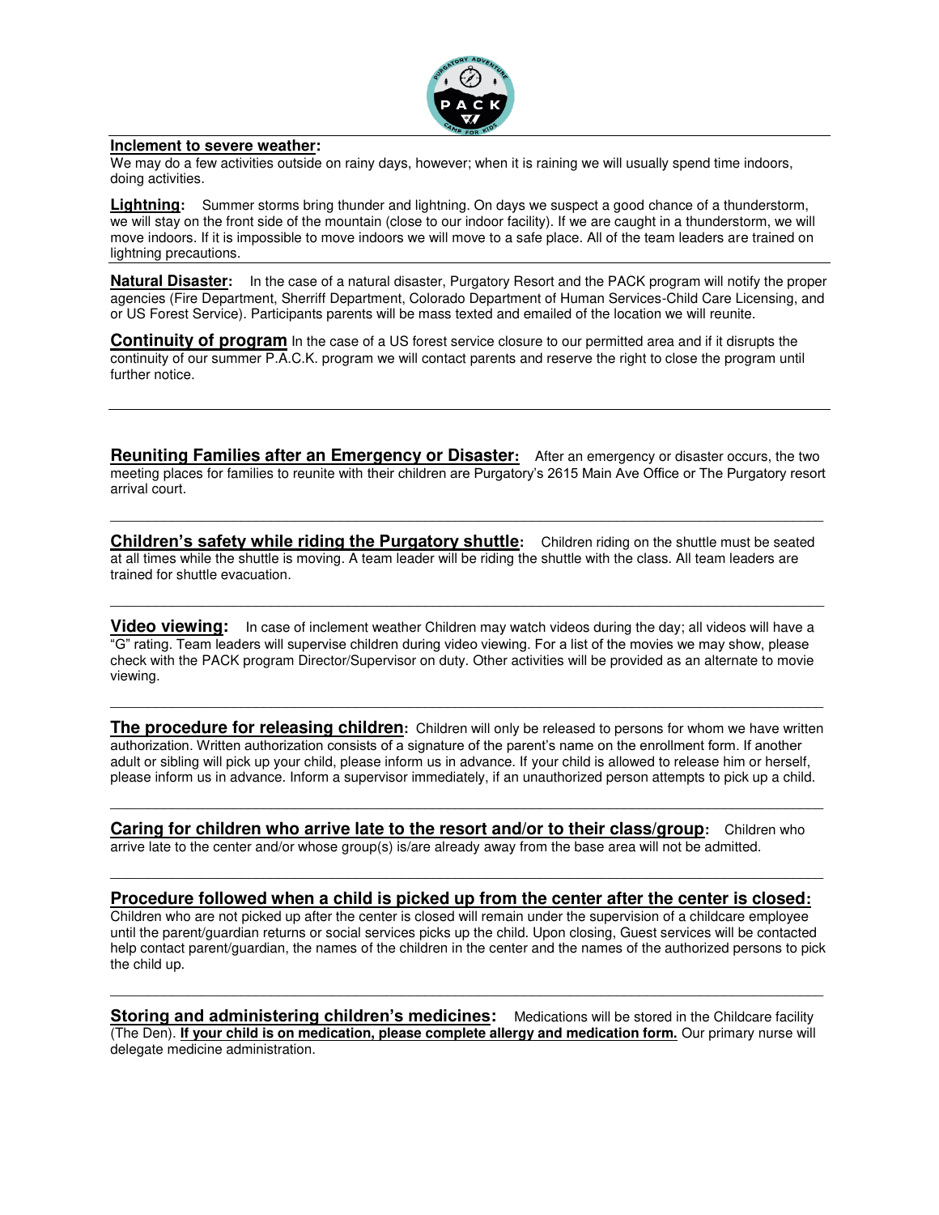**Inclement to severe weather:**
We may do a few activities outside on rainy days, however; when it is raining we will usually spend time indoors, doing activities.

**Lightning:** Summer storms bring thunder and lightning. On days we suspect a good chance of a thunderstorm, we will stay on the front side of the mountain (close to our indoor facility). If we are caught in a thunderstorm, we will move indoors. If it is impossible to move indoors we will move to a safe place. All of the team leaders are trained on lightning precautions.

---

**Natural Disaster:** In the case of a natural disaster, Purgatory Resort and the PACK program will notify the proper agencies (Fire Department, Sherriff Department, Colorado Department of Human Services-Child Care Licensing, and or US Forest Service). Participants parents will be mass texted and emailed of the location we will reunite.

**Continuity of program** In the case of a US forest service closure to our permitted area and if it disrupts the continuity of our summer P.A.C.K. program we will contact parents and reserve the right to close the program until further notice.

---

**Reuniting Families after an Emergency or Disaster:** After an emergency or disaster occurs, the two meeting places for families to reunite with their children are Purgatory's 2615 Main Ave Office or The Purgatory resort arrival court.

---

**Children's safety while riding the Purgatory shuttle:** Children riding on the shuttle must be seated at all times while the shuttle is moving. A team leader will be riding the shuttle with the class. All team leaders are trained for shuttle evacuation.

---

**Video viewing:** In case of inclement weather Children may watch videos during the day; all videos will have a "G" rating. Team leaders will supervise children during video viewing. For a list of the movies we may show, please check with the PACK program Director/Supervisor on duty. Other activities will be provided as an alternate to movie viewing.

---

**The procedure for releasing children:** Children will only be released to persons for whom we have written authorization. Written authorization consists of a signature of the parent's name on the enrollment form. If another adult or sibling will pick up your child, please inform us in advance. If your child is allowed to release him or herself, please inform us in advance. Inform a supervisor immediately, if an unauthorized person attempts to pick up a child.

---

**Caring for children who arrive late to the resort and/or to their class/group:** Children who arrive late to the center and/or whose group(s) is/are already away from the base area will not be admitted.

---

**Procedure followed when a child is picked up from the center after the center is closed:**
Children who are not picked up after the center is closed will remain under the supervision of a childcare employee until the parent/guardian returns or social services picks up the child. Upon closing, Guest services will be contacted help contact parent/guardian, the names of the children in the center and the names of the authorized persons to pick the child up.

---

**Storing and administering children's medicines:** Medications will be stored in the Childcare facility (The Den). **If your child is on medication, please complete allergy and medication form.** Our primary nurse will delegate medicine administration.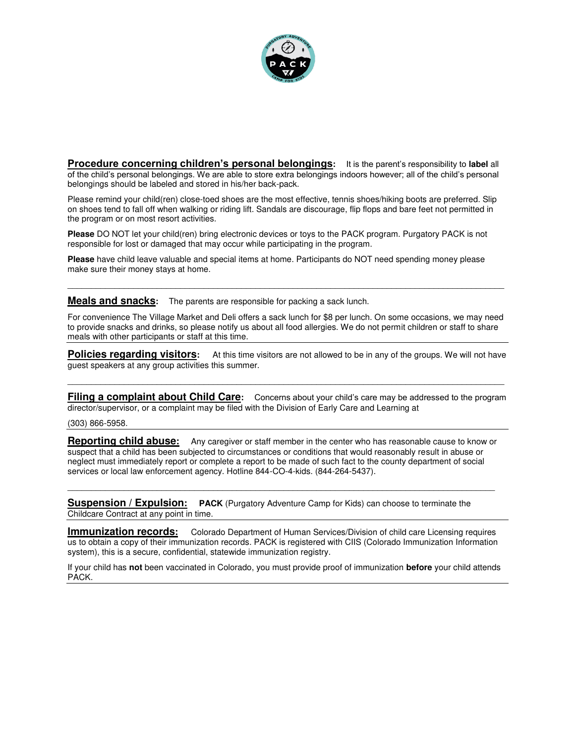**Procedure concerning children's personal belongings:** It is the parent's responsibility to **label** all of the child's personal belongings. We are able to store extra belongings indoors however; all of the child's personal belongings should be labeled and stored in his/her back-pack.

Please remind your child(ren) close-toed shoes are the most effective, tennis shoes/hiking boots are preferred. Slip on shoes tend to fall off when walking or riding lift. Sandals are discourage, flip flops and bare feet not permitted in the program or on most resort activities.

**Please** DO NOT let your child(ren) bring electronic devices or toys to the PACK program. Purgatory PACK is not responsible for lost or damaged that may occur while participating in the program.

**Please** have child leave valuable and special items at home. Participants do NOT need spending money please make sure their money stays at home.

---

**Meals and snacks:** The parents are responsible for packing a sack lunch.

For convenience The Village Market and Deli offers a sack lunch for $8 per lunch. On some occasions, we may need to provide snacks and drinks, so please notify us about all food allergies. We do not permit children or staff to share meals with other participants or staff at this time.

---

**Policies regarding visitors:** At this time visitors are not allowed to be in any of the groups. We will not have guest speakers at any group activities this summer.

---

**Filing a complaint about Child Care:** Concerns about your child's care may be addressed to the program director/supervisor, or a complaint may be filed with the Division of Early Care and Learning at

(303) 866-5958.

---

**Reporting child abuse:** Any caregiver or staff member in the center who has reasonable cause to know or suspect that a child has been subjected to circumstances or conditions that would reasonably result in abuse or neglect must immediately report or complete a report to be made of such fact to the county department of social services or local law enforcement agency. Hotline 844-CO-4-kids. (844-264-5437).

---

**Suspension / Expulsion:** **PACK** (Purgatory Adventure Camp for Kids) can choose to terminate the Childcare Contract at any point in time.

---

**Immunization records:** Colorado Department of Human Services/Division of child care Licensing requires us to obtain a copy of their immunization records. PACK is registered with CIIS (Colorado Immunization Information system), this is a secure, confidential, statewide immunization registry.

If your child has **not** been vaccinated in Colorado, you must provide proof of immunization **before** your child attends PACK.

---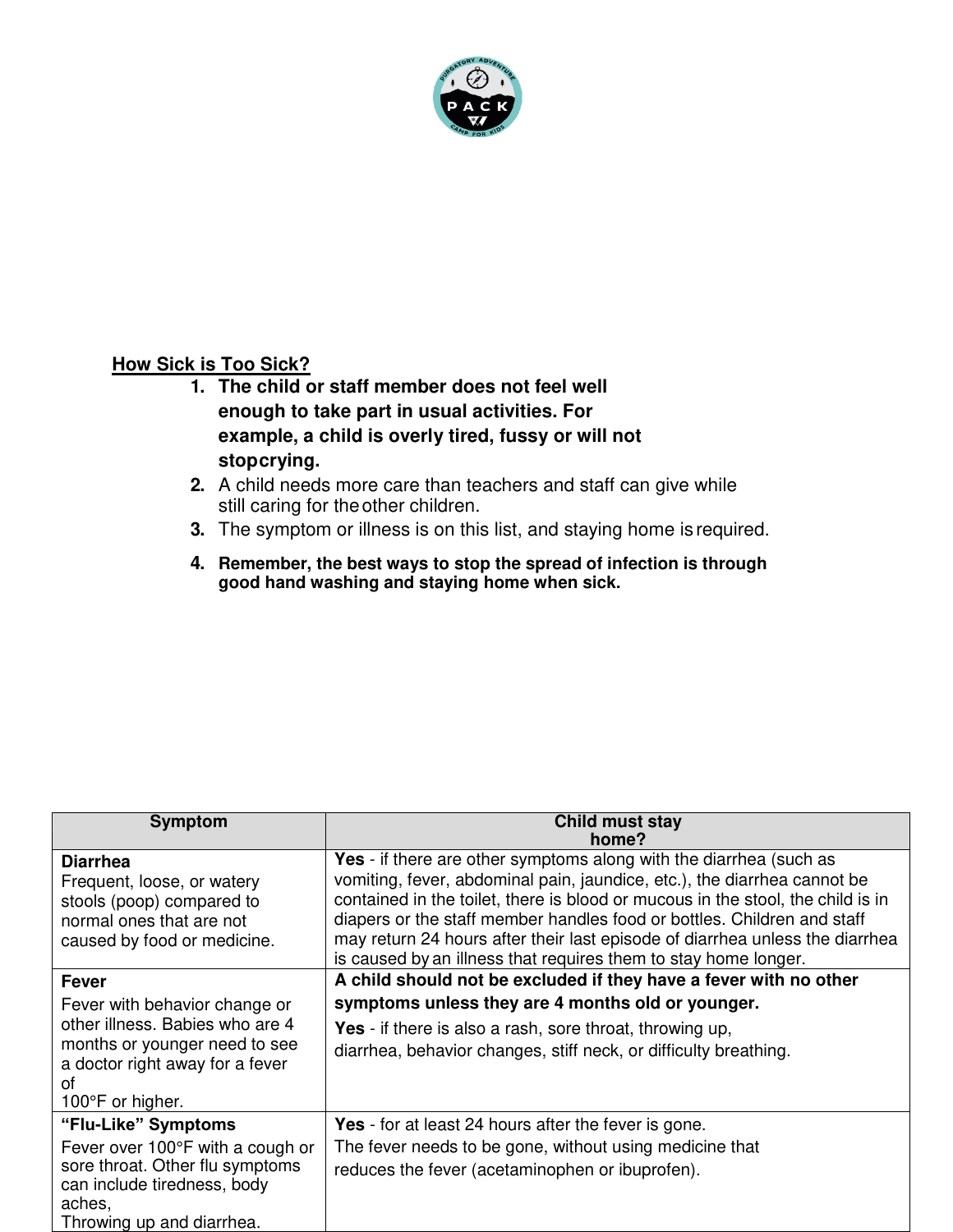## How Sick is Too Sick?

1. **The child or staff member does not feel well enough to take part in usual activities. For example, a child is overly tired, fussy or will not stopcrying.**
2. A child needs more care than teachers and staff can give while still caring for theother children.
3. The symptom or illness is on this list, and staying home isrequired.
4. **Remember, the best ways to stop the spread of infection is through good hand washing and staying home when sick.**

| Symptom | Child must stay home? |
| --- | --- |
| **Diarrhea** Frequent, loose, or watery stools (poop) compared to normal ones that are not caused by food or medicine. | **Yes** - if there are other symptoms along with the diarrhea (such as vomiting, fever, abdominal pain, jaundice, etc.), the diarrhea cannot be contained in the toilet, there is blood or mucous in the stool, the child is in diapers or the staff member handles food or bottles. Children and staff may return 24 hours after their last episode of diarrhea unless the diarrhea is caused by an illness that requires them to stay home longer. |
| **Fever** Fever with behavior change or other illness. Babies who are 4 months or younger need to see a doctor right away for a fever of 100°F or higher. | **A child should not be excluded if they have a fever with no other symptoms unless they are 4 months old or younger.** **Yes** - if there is also a rash, sore throat, throwing up, diarrhea, behavior changes, stiff neck, or difficulty breathing. |
| **"Flu-Like" Symptoms** Fever over 100°F with a cough or sore throat. Other flu symptoms can include tiredness, body aches, Throwing up and diarrhea. | **Yes** - for at least 24 hours after the fever is gone. The fever needs to be gone, without using medicine that reduces the fever (acetaminophen or ibuprofen). |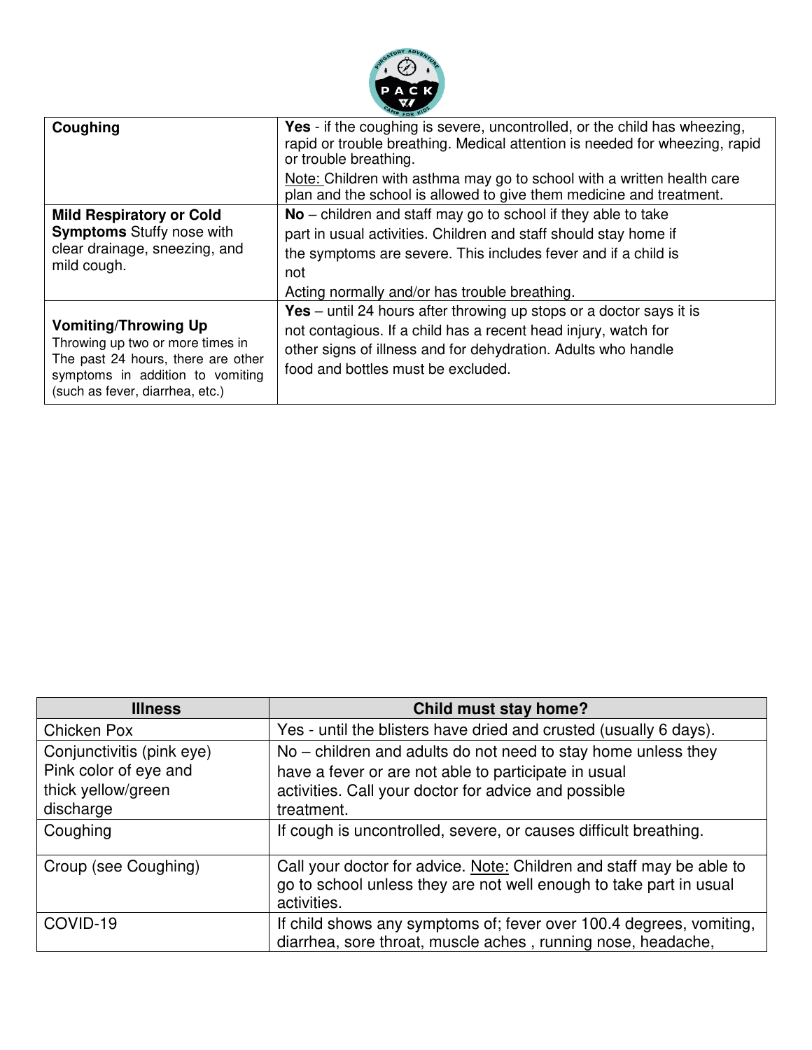| | |
|---|---|
| **Coughing** | **Yes** - if the coughing is severe, uncontrolled, or the child has wheezing, rapid or trouble breathing. Medical attention is needed for wheezing, rapid or trouble breathing.<br>Note: Children with asthma may go to school with a written health care plan and the school is allowed to give them medicine and treatment. |
| **Mild Respiratory or Cold Symptoms** Stuffy nose with clear drainage, sneezing, and mild cough. | **No** – children and staff may go to school if they able to take part in usual activities. Children and staff should stay home if the symptoms are severe. This includes fever and if a child is not<br>Acting normally and/or has trouble breathing. |
| **Vomiting/Throwing Up** Throwing up two or more times in The past 24 hours, there are other symptoms in addition to vomiting (such as fever, diarrhea, etc.) | **Yes** – until 24 hours after throwing up stops or a doctor says it is not contagious. If a child has a recent head injury, watch for other signs of illness and for dehydration. Adults who handle food and bottles must be excluded. |

| Illness | Child must stay home? |
|---|---|
| Chicken Pox | Yes - until the blisters have dried and crusted (usually 6 days). |
| Conjunctivitis (pink eye) Pink color of eye and thick yellow/green discharge | No – children and adults do not need to stay home unless they have a fever or are not able to participate in usual activities. Call your doctor for advice and possible treatment. |
| Coughing | If cough is uncontrolled, severe, or causes difficult breathing. |
| Croup (see Coughing) | Call your doctor for advice. Note: Children and staff may be able to go to school unless they are not well enough to take part in usual activities. |
| COVID-19 | If child shows any symptoms of; fever over 100.4 degrees, vomiting, diarrhea, sore throat, muscle aches , running nose, headache, |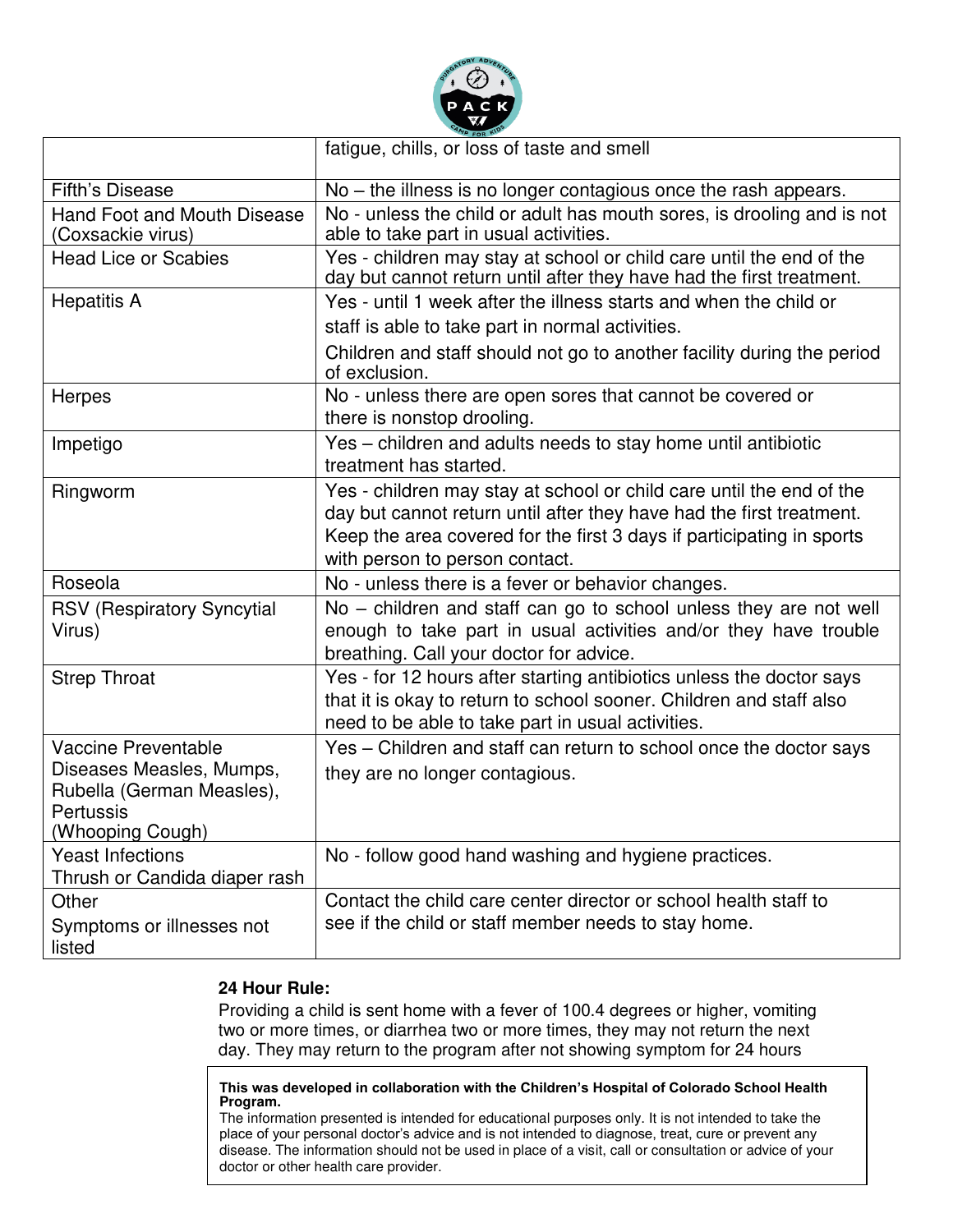| | |
|---|---|
| | fatigue, chills, or loss of taste and smell |
| Fifth's Disease | No – the illness is no longer contagious once the rash appears. |
| Hand Foot and Mouth Disease (Coxsackie virus) | No - unless the child or adult has mouth sores, is drooling and is not able to take part in usual activities. |
| Head Lice or Scabies | Yes - children may stay at school or child care until the end of the day but cannot return until after they have had the first treatment. |
| Hepatitis A | Yes - until 1 week after the illness starts and when the child or staff is able to take part in normal activities. Children and staff should not go to another facility during the period of exclusion. |
| Herpes | No - unless there are open sores that cannot be covered or there is nonstop drooling. |
| Impetigo | Yes – children and adults needs to stay home until antibiotic treatment has started. |
| Ringworm | Yes - children may stay at school or child care until the end of the day but cannot return until after they have had the first treatment. Keep the area covered for the first 3 days if participating in sports with person to person contact. |
| Roseola | No - unless there is a fever or behavior changes. |
| RSV (Respiratory Syncytial Virus) | No – children and staff can go to school unless they are not well enough to take part in usual activities and/or they have trouble breathing. Call your doctor for advice. |
| Strep Throat | Yes - for 12 hours after starting antibiotics unless the doctor says that it is okay to return to school sooner. Children and staff also need to be able to take part in usual activities. |
| Vaccine Preventable Diseases Measles, Mumps, Rubella (German Measles), Pertussis (Whooping Cough) | Yes – Children and staff can return to school once the doctor says they are no longer contagious. |
| Yeast Infections Thrush or Candida diaper rash | No - follow good hand washing and hygiene practices. |
| Other Symptoms or illnesses not listed | Contact the child care center director or school health staff to see if the child or staff member needs to stay home. |

**24 Hour Rule:**

Providing a child is sent home with a fever of 100.4 degrees or higher, vomiting two or more times, or diarrhea two or more times, they may not return the next day. They may return to the program after not showing symptom for 24 hours

**This was developed in collaboration with the Children's Hospital of Colorado School Health Program.**

The information presented is intended for educational purposes only. It is not intended to take the place of your personal doctor's advice and is not intended to diagnose, treat, cure or prevent any disease. The information should not be used in place of a visit, call or consultation or advice of your doctor or other health care provider.